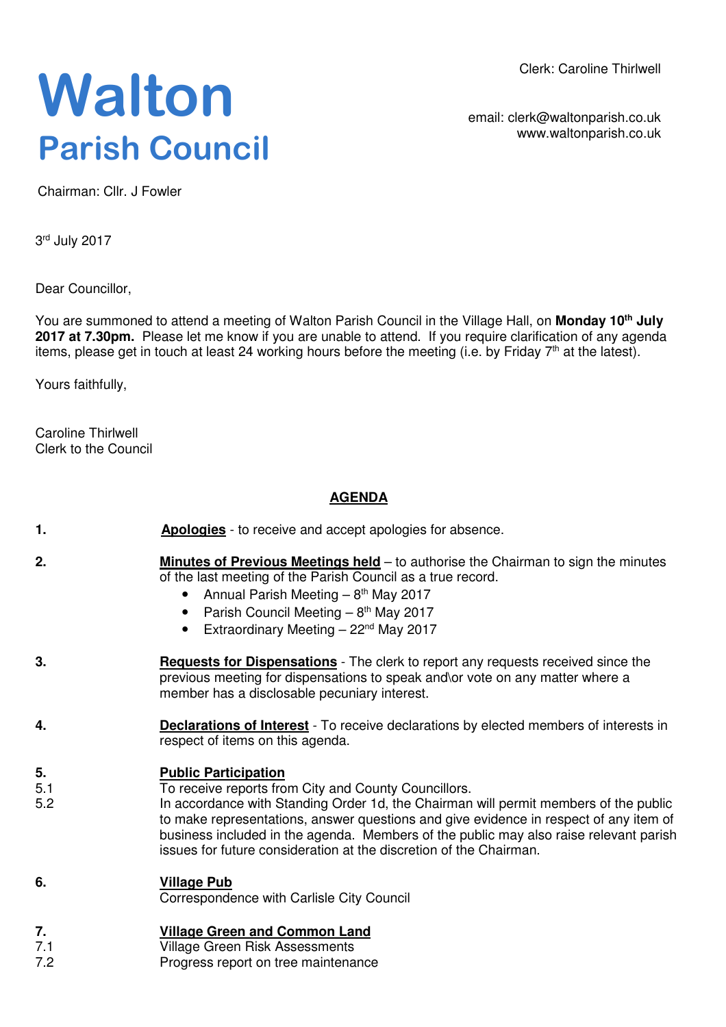# Walton
## Parish Council

Clerk: Caroline Thirlwell

email: clerk@waltonparish.co.uk
www.waltonparish.co.uk

Chairman: Cllr. J Fowler

3rd July 2017

Dear Councillor,

You are summoned to attend a meeting of Walton Parish Council in the Village Hall, on **Monday 10th July 2017 at 7.30pm.** Please let me know if you are unable to attend. If you require clarification of any agenda items, please get in touch at least 24 working hours before the meeting (i.e. by Friday 7th at the latest).

Yours faithfully,

Caroline Thirlwell
Clerk to the Council

## AGENDA

**1.** **Apologies** - to receive and accept apologies for absence.

**2.** **Minutes of Previous Meetings held** – to authorise the Chairman to sign the minutes of the last meeting of the Parish Council as a true record.

- Annual Parish Meeting – 8th May 2017
- Parish Council Meeting – 8th May 2017
- Extraordinary Meeting – 22nd May 2017

**3.** **Requests for Dispensations** - The clerk to report any requests received since the previous meeting for dispensations to speak and\or vote on any matter where a member has a disclosable pecuniary interest.

**4.** **Declarations of Interest** - To receive declarations by elected members of interests in respect of items on this agenda.

**5.** **Public Participation**

5.1 To receive reports from City and County Councillors.

5.2 In accordance with Standing Order 1d, the Chairman will permit members of the public to make representations, answer questions and give evidence in respect of any item of business included in the agenda. Members of the public may also raise relevant parish issues for future consideration at the discretion of the Chairman.

**6.** **Village Pub**

Correspondence with Carlisle City Council

**7.** **Village Green and Common Land**

7.1 Village Green Risk Assessments

7.2 Progress report on tree maintenance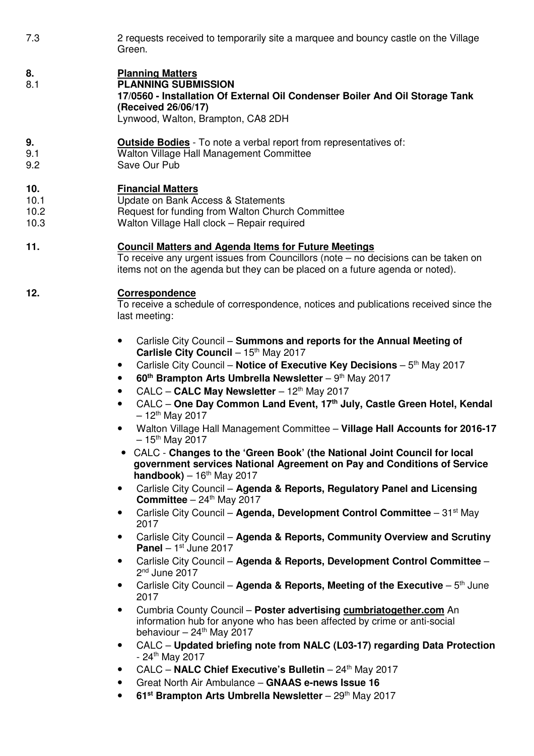7.3 2 requests received to temporarily site a marquee and bouncy castle on the Village Green.

**8. Planning Matters**

8.1 **PLANNING SUBMISSION**

**17/0560 - Installation Of External Oil Condenser Boiler And Oil Storage Tank (Received 26/06/17)**

Lynwood, Walton, Brampton, CA8 2DH

**9. Outside Bodies** - To note a verbal report from representatives of:

9.1 Walton Village Hall Management Committee

9.2 Save Our Pub

**10. Financial Matters**

10.1 Update on Bank Access & Statements

10.2 Request for funding from Walton Church Committee

10.3 Walton Village Hall clock – Repair required

**11. Council Matters and Agenda Items for Future Meetings**

To receive any urgent issues from Councillors (note – no decisions can be taken on items not on the agenda but they can be placed on a future agenda or noted).

**12. Correspondence**

To receive a schedule of correspondence, notices and publications received since the last meeting:

- Carlisle City Council – **Summons and reports for the Annual Meeting of Carlisle City Council** – 15th May 2017
- Carlisle City Council – **Notice of Executive Key Decisions** – 5th May 2017
- **60th Brampton Arts Umbrella Newsletter** – 9th May 2017
- CALC – **CALC May Newsletter** – 12th May 2017
- CALC – **One Day Common Land Event, 17th July, Castle Green Hotel, Kendal** – 12th May 2017
- Walton Village Hall Management Committee – **Village Hall Accounts for 2016-17** – 15th May 2017
- CALC - **Changes to the 'Green Book' (the National Joint Council for local government services National Agreement on Pay and Conditions of Service handbook)** – 16th May 2017
- Carlisle City Council – **Agenda & Reports, Regulatory Panel and Licensing Committee** – 24th May 2017
- Carlisle City Council – **Agenda, Development Control Committee** – 31st May 2017
- Carlisle City Council – **Agenda & Reports, Community Overview and Scrutiny Panel** – 1st June 2017
- Carlisle City Council – **Agenda & Reports, Development Control Committee** – 2nd June 2017
- Carlisle City Council – **Agenda & Reports, Meeting of the Executive** – 5th June 2017
- Cumbria County Council – **Poster advertising cumbriatogether.com** An information hub for anyone who has been affected by crime or anti-social behaviour – 24th May 2017
- CALC – **Updated briefing note from NALC (L03-17) regarding Data Protection** - 24th May 2017
- CALC – **NALC Chief Executive's Bulletin** – 24th May 2017
- Great North Air Ambulance – **GNAAS e-news Issue 16**
- **61st Brampton Arts Umbrella Newsletter** – 29th May 2017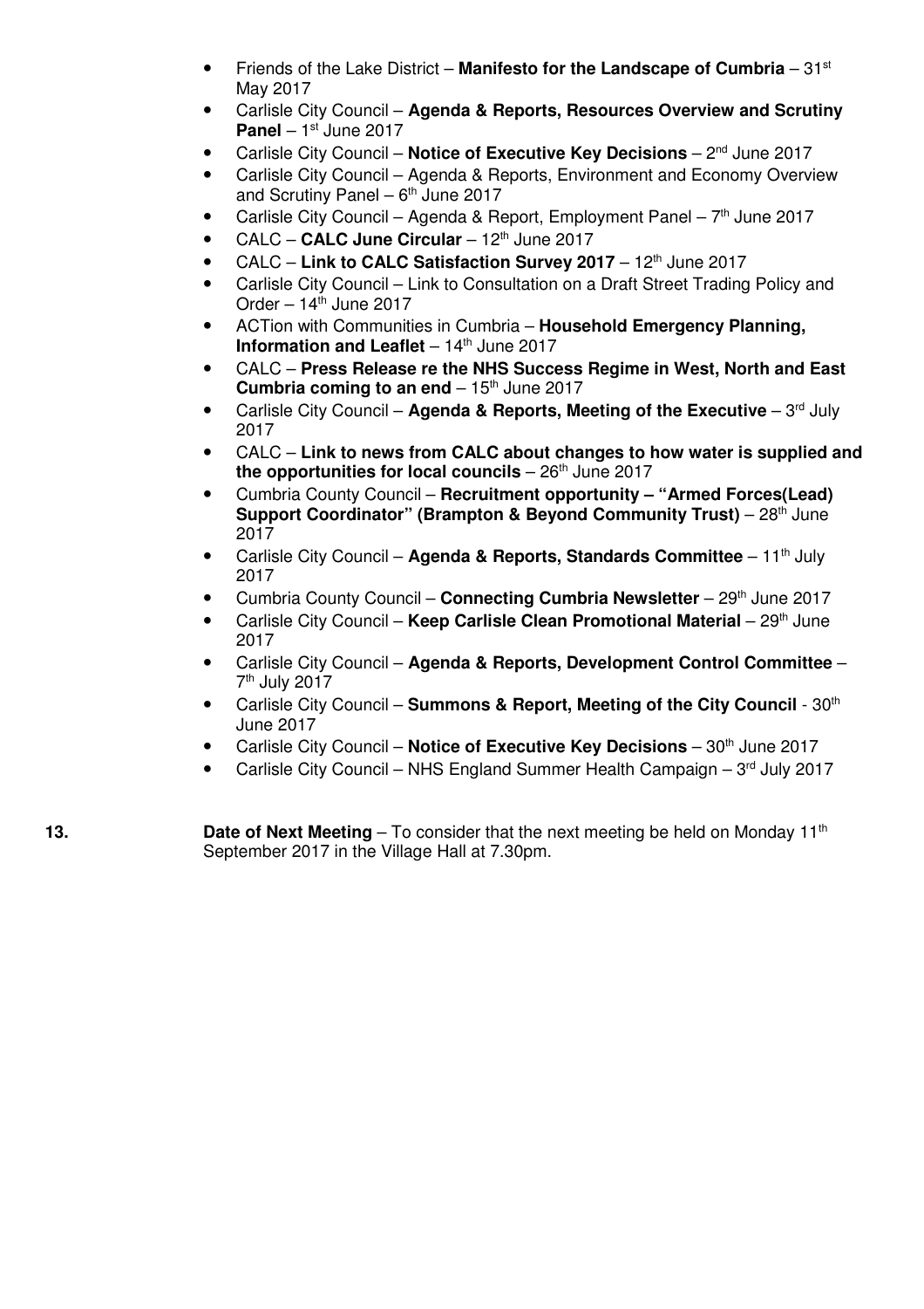- Friends of the Lake District – **Manifesto for the Landscape of Cumbria** – 31st May 2017
- Carlisle City Council – **Agenda & Reports, Resources Overview and Scrutiny Panel** – 1st June 2017
- Carlisle City Council – **Notice of Executive Key Decisions** – 2nd June 2017
- Carlisle City Council – Agenda & Reports, Environment and Economy Overview and Scrutiny Panel – 6th June 2017
- Carlisle City Council – Agenda & Report, Employment Panel – 7th June 2017
- CALC – **CALC June Circular** – 12th June 2017
- CALC – **Link to CALC Satisfaction Survey 2017** – 12th June 2017
- Carlisle City Council – Link to Consultation on a Draft Street Trading Policy and Order – 14th June 2017
- ACTion with Communities in Cumbria – **Household Emergency Planning, Information and Leaflet** – 14th June 2017
- CALC – **Press Release re the NHS Success Regime in West, North and East Cumbria coming to an end** – 15th June 2017
- Carlisle City Council – **Agenda & Reports, Meeting of the Executive** – 3rd July 2017
- CALC – **Link to news from CALC about changes to how water is supplied and the opportunities for local councils** – 26th June 2017
- Cumbria County Council – **Recruitment opportunity – "Armed Forces(Lead) Support Coordinator" (Brampton & Beyond Community Trust)** – 28th June 2017
- Carlisle City Council – **Agenda & Reports, Standards Committee** – 11th July 2017
- Cumbria County Council – **Connecting Cumbria Newsletter** – 29th June 2017
- Carlisle City Council – **Keep Carlisle Clean Promotional Material** – 29th June 2017
- Carlisle City Council – **Agenda & Reports, Development Control Committee** – 7th July 2017
- Carlisle City Council – **Summons & Report, Meeting of the City Council** - 30th June 2017
- Carlisle City Council – **Notice of Executive Key Decisions** – 30th June 2017
- Carlisle City Council – NHS England Summer Health Campaign – 3rd July 2017

**13.** **Date of Next Meeting** – To consider that the next meeting be held on Monday 11th September 2017 in the Village Hall at 7.30pm.